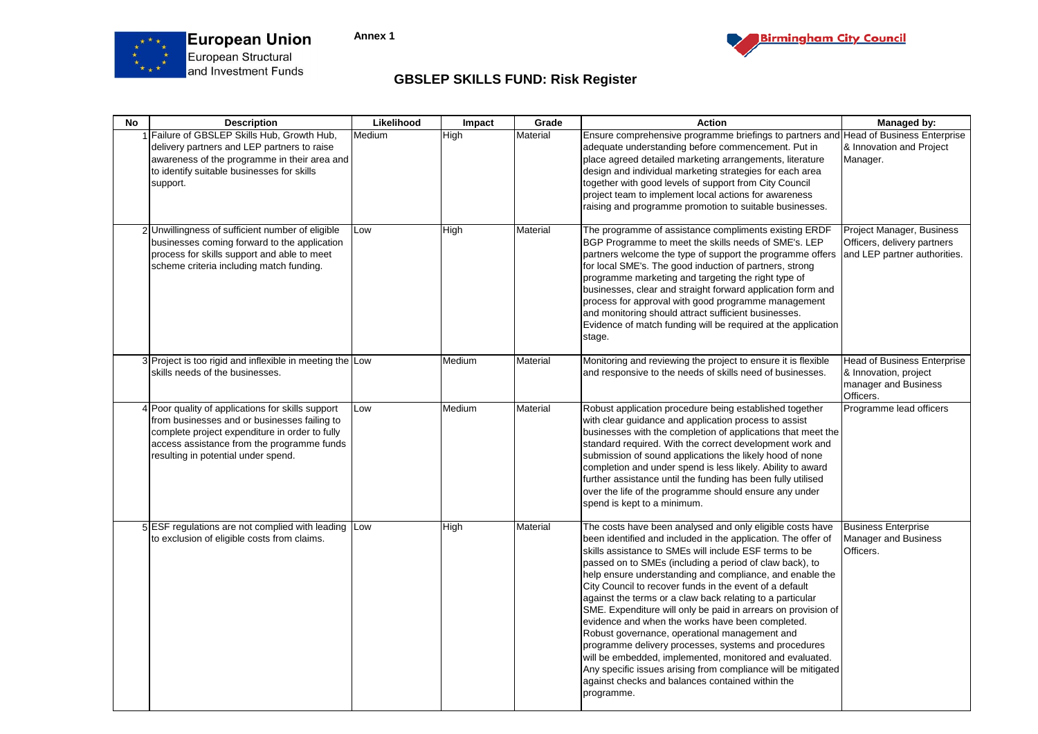European Union
European Structural and Investment Funds

Annex 1

Birmingham City Council

# GBSLEP SKILLS FUND: Risk Register

| No | Description | Likelihood | Impact | Grade | Action | Managed by: |
|---|---|---|---|---|---|---|
| 1 | Failure of GBSLEP Skills Hub, Growth Hub, delivery partners and LEP partners to raise awareness of the programme in their area and to identify suitable businesses for skills support. | Medium | High | Material | Ensure comprehensive programme briefings to partners and adequate understanding before commencement. Put in place agreed detailed marketing arrangements, literature design and individual marketing strategies for each area together with good levels of support from City Council project team to implement local actions for awareness raising and programme promotion to suitable businesses. | Head of Business Enterprise & Innovation and Project Manager. |
| 2 | Unwillingness of sufficient number of eligible businesses coming forward to the application process for skills support and able to meet scheme criteria including match funding. | Low | High | Material | The programme of assistance compliments existing ERDF BGP Programme to meet the skills needs of SME's. LEP partners welcome the type of support the programme offers for local SME's. The good induction of partners, strong programme marketing and targeting the right type of businesses, clear and straight forward application form and process for approval with good programme management and monitoring should attract sufficient businesses. Evidence of match funding will be required at the application stage. | Project Manager, Business Officers, delivery partners and LEP partner authorities. |
| 3 | Project is too rigid and inflexible in meeting the skills needs of the businesses. | Low | Medium | Material | Monitoring and reviewing the project to ensure it is flexible and responsive to the needs of skills need of businesses. | Head of Business Enterprise & Innovation, project manager and Business Officers. |
| 4 | Poor quality of applications for skills support from businesses and or businesses failing to complete project expenditure in order to fully access assistance from the programme funds resulting in potential under spend. | Low | Medium | Material | Robust application procedure being established together with clear guidance and application process to assist businesses with the completion of applications that meet the standard required. With the correct development work and submission of sound applications the likely hood of none completion and under spend is less likely. Ability to award further assistance until the funding has been fully utilised over the life of the programme should ensure any under spend is kept to a minimum. | Programme lead officers |
| 5 | ESF regulations are not complied with leading to exclusion of eligible costs from claims. | Low | High | Material | The costs have been analysed and only eligible costs have been identified and included in the application. The offer of skills assistance to SMEs will include ESF terms to be passed on to SMEs (including a period of claw back), to help ensure understanding and compliance, and enable the City Council to recover funds in the event of a default against the terms or a claw back relating to a particular SME. Expenditure will only be paid in arrears on provision of evidence and when the works have been completed. Robust governance, operational management and programme delivery processes, systems and procedures will be embedded, implemented, monitored and evaluated. Any specific issues arising from compliance will be mitigated against checks and balances contained within the programme. | Business Enterprise Manager and Business Officers. |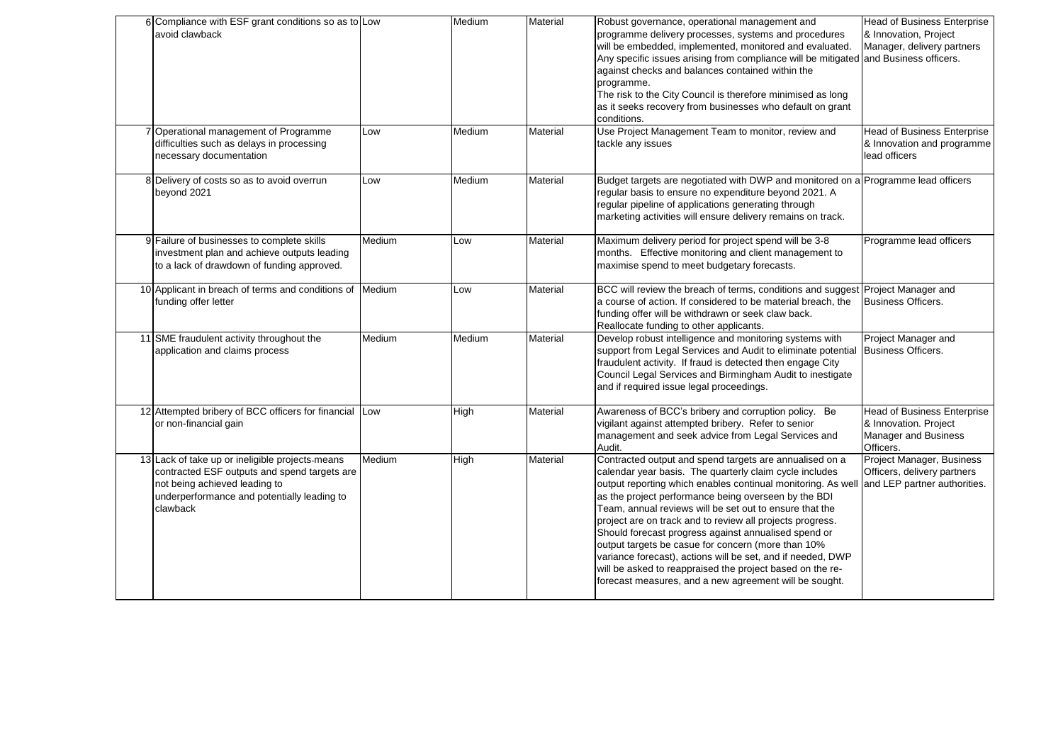| | | | | | | |
|---|---|---|---|---|---|---|
| 6 | Compliance with ESF grant conditions so as to avoid clawback | Low | Medium | Material | Robust governance, operational management and programme delivery processes, systems and procedures will be embedded, implemented, monitored and evaluated. Any specific issues arising from compliance will be mitigated against checks and balances contained within the programme.<br>The risk to the City Council is therefore minimised as long as it seeks recovery from businesses who default on grant conditions. | Head of Business Enterprise & Innovation, Project Manager, delivery partners and Business officers. |
| 7 | Operational management of Programme difficulties such as delays in processing necessary documentation | Low | Medium | Material | Use Project Management Team to monitor, review and tackle any issues | Head of Business Enterprise & Innovation and programme lead officers |
| 8 | Delivery of costs so as to avoid overrun beyond 2021 | Low | Medium | Material | Budget targets are negotiated with DWP and monitored on a regular basis to ensure no expenditure beyond 2021. A regular pipeline of applications generating through marketing activities will ensure delivery remains on track. | Programme lead officers |
| 9 | Failure of businesses to complete skills investment plan and achieve outputs leading to a lack of drawdown of funding approved. | Medium | Low | Material | Maximum delivery period for project spend will be 3-8 months. Effective monitoring and client management to maximise spend to meet budgetary forecasts. | Programme lead officers |
| 10 | Applicant in breach of terms and conditions of funding offer letter | Medium | Low | Material | BCC will review the breach of terms, conditions and suggest a course of action. If considered to be material breach, the funding offer will be withdrawn or seek claw back. Reallocate funding to other applicants. | Project Manager and Business Officers. |
| 11 | SME fraudulent activity throughout the application and claims process | Medium | Medium | Material | Develop robust intelligence and monitoring systems with support from Legal Services and Audit to eliminate potential fraudulent activity. If fraud is detected then engage City Council Legal Services and Birmingham Audit to inestigate and if required issue legal proceedings. | Project Manager and Business Officers. |
| 12 | Attempted bribery of BCC officers for financial or non-financial gain | Low | High | Material | Awareness of BCC's bribery and corruption policy. Be vigilant against attempted bribery. Refer to senior management and seek advice from Legal Services and Audit. | Head of Business Enterprise & Innovation. Project Manager and Business Officers. |
| 13 | Lack of take up or ineligible projects-means contracted ESF outputs and spend targets are not being achieved leading to underperformance and potentially leading to clawback | Medium | High | Material | Contracted output and spend targets are annualised on a calendar year basis. The quarterly claim cycle includes output reporting which enables continual monitoring. As well as the project performance being overseen by the BDI Team, annual reviews will be set out to ensure that the project are on track and to review all projects progress. Should forecast progress against annualised spend or output targets be casue for concern (more than 10% variance forecast), actions will be set, and if needed, DWP will be asked to reappraised the project based on the re-forecast measures, and a new agreement will be sought. | Project Manager, Business Officers, delivery partners and LEP partner authorities. |